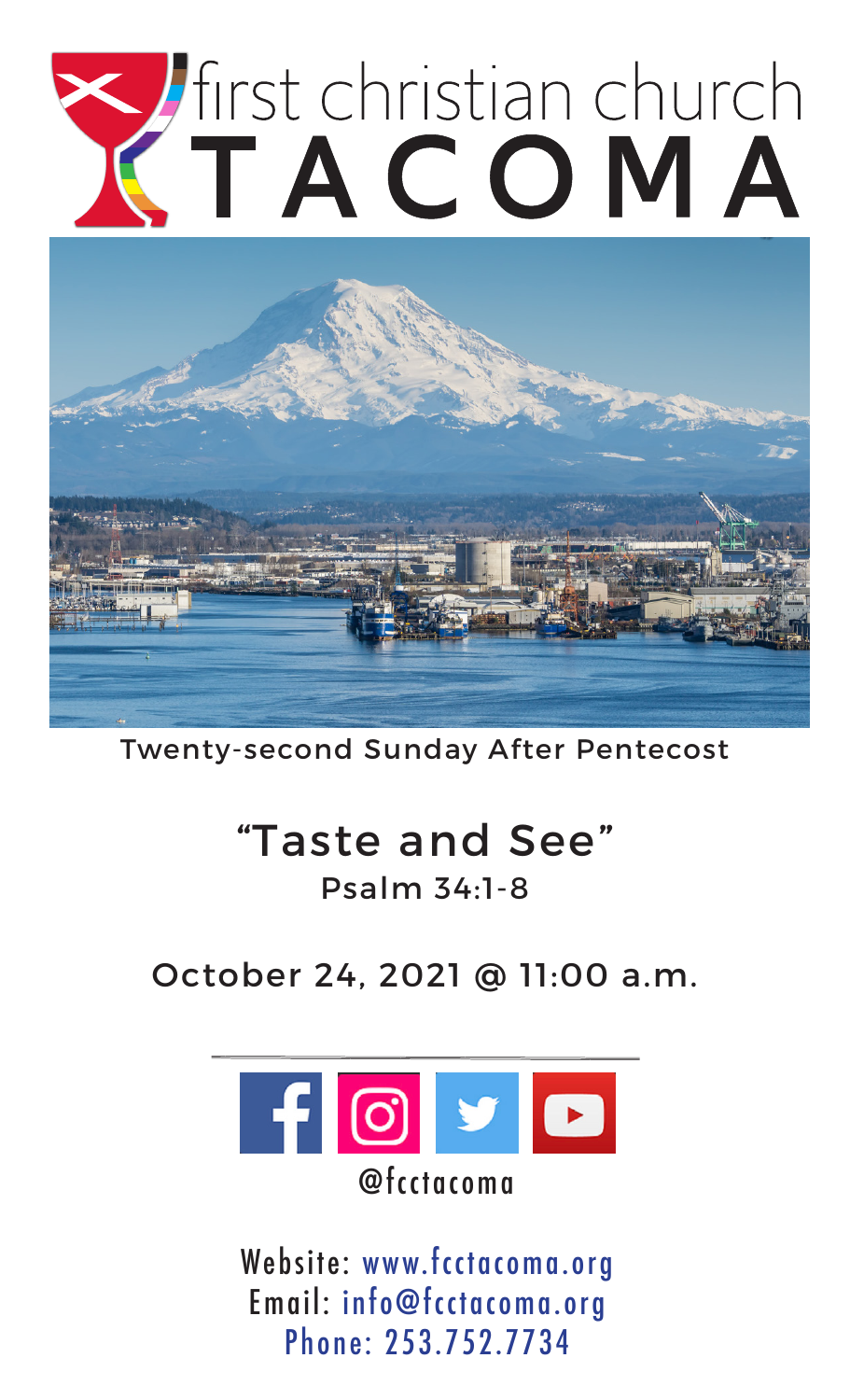# first christian church TACOMA

Twenty-second Sunday After Pentecost

## "Taste and See"

Psalm 34:1-8

October 24, 2021 @ 11:00 a.m.

@fcctacoma

Website: www.fcctacoma.org
Email: info@fcctacoma.org
Phone: 253.752.7734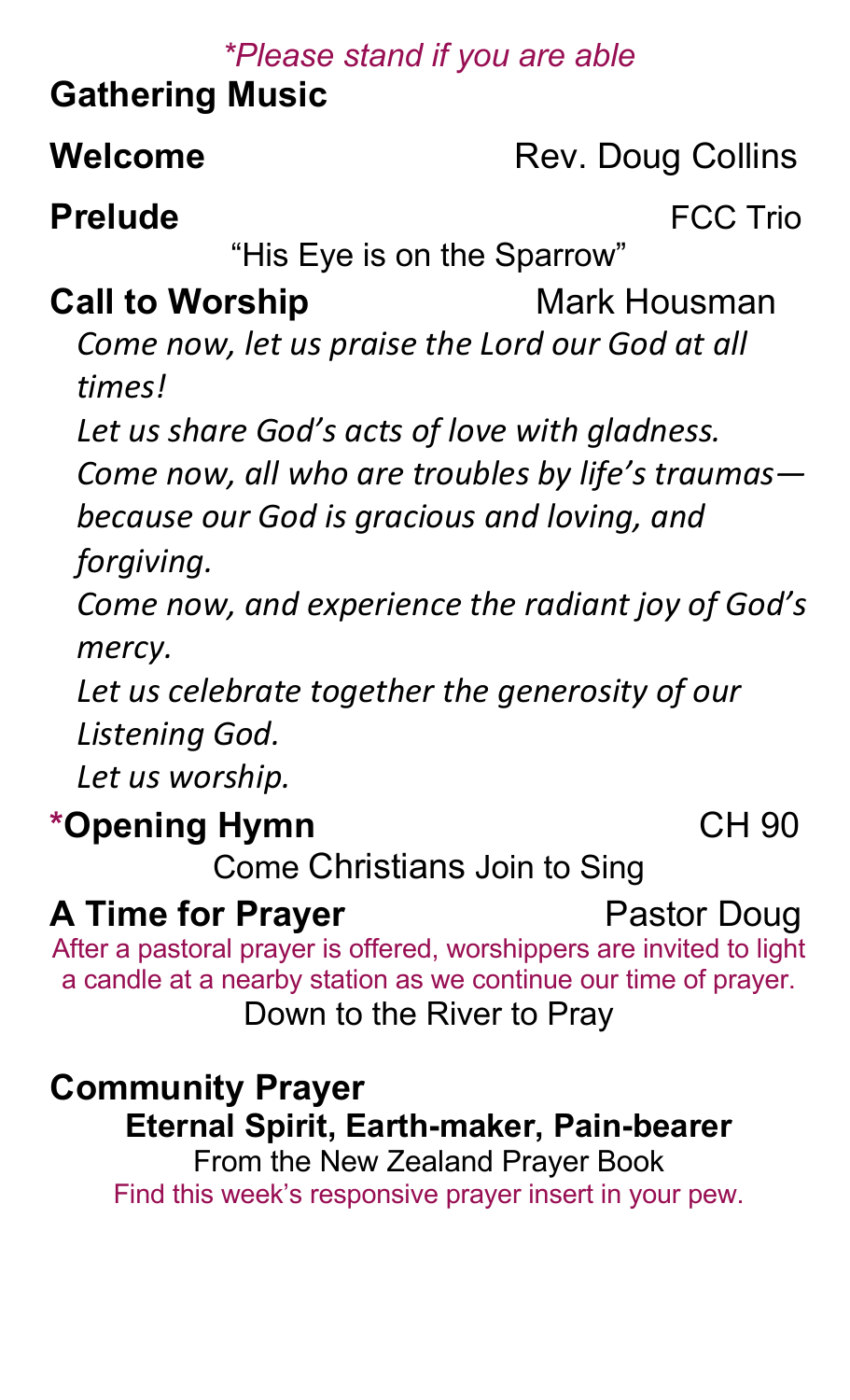*\*Please stand if you are able*

**Gathering Music**

**Welcome** Rev. Doug Collins

**Prelude** FCC Trio

"His Eye is on the Sparrow"

**Call to Worship** Mark Housman

*Come now, let us praise the Lord our God at all times!*

*Let us share God's acts of love with gladness.*

*Come now, all who are troubles by life's traumas—because our God is gracious and loving, and forgiving.*

*Come now, and experience the radiant joy of God's mercy.*

*Let us celebrate together the generosity of our Listening God.*

*Let us worship.*

**\*Opening Hymn** CH 90

Come Christians Join to Sing

**A Time for Prayer** Pastor Doug

After a pastoral prayer is offered, worshippers are invited to light a candle at a nearby station as we continue our time of prayer.

Down to the River to Pray

**Community Prayer**

**Eternal Spirit, Earth-maker, Pain-bearer**

From the New Zealand Prayer Book

Find this week's responsive prayer insert in your pew.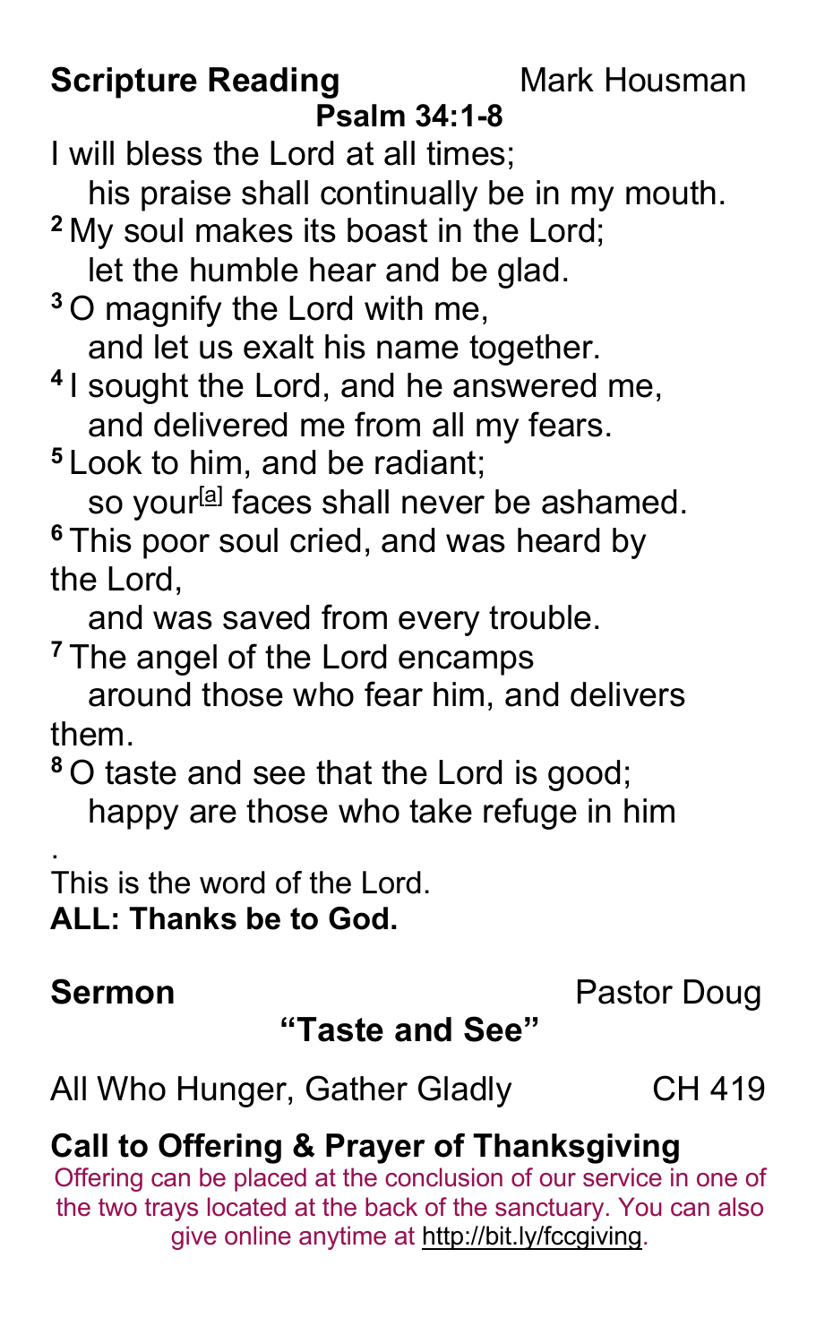**Scripture Reading** Mark Housman

**Psalm 34:1-8**

I will bless the Lord at all times;
his praise shall continually be in my mouth.
[2] My soul makes its boast in the Lord;
let the humble hear and be glad.
[3] O magnify the Lord with me,
and let us exalt his name together.
[4] I sought the Lord, and he answered me,
and delivered me from all my fears.
[5] Look to him, and be radiant;
so your[a] faces shall never be ashamed.
[6] This poor soul cried, and was heard by the Lord,
and was saved from every trouble.
[7] The angel of the Lord encamps
around those who fear him, and delivers them.
[8] O taste and see that the Lord is good;
happy are those who take refuge in him
.

This is the word of the Lord.
**ALL: Thanks be to God.**

**Sermon** Pastor Doug

**"Taste and See"**

All Who Hunger, Gather Gladly CH 419

**Call to Offering & Prayer of Thanksgiving**

Offering can be placed at the conclusion of our service in one of the two trays located at the back of the sanctuary. You can also give online anytime at http://bit.ly/fccgiving.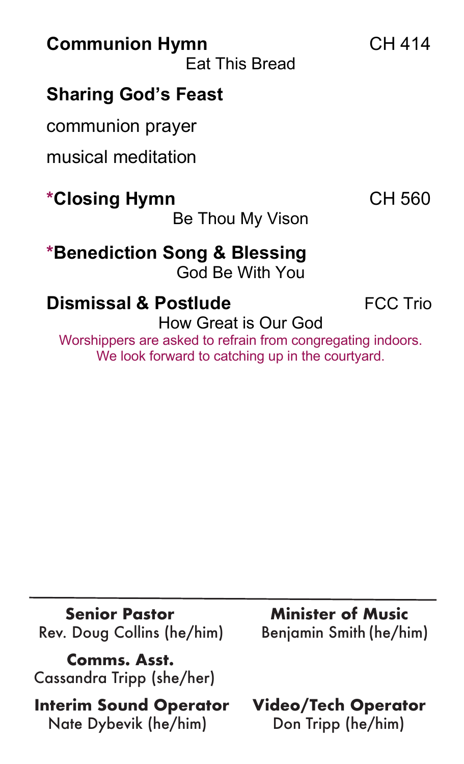**Communion Hymn** CH 414

Eat This Bread

**Sharing God's Feast**

communion prayer

musical meditation

***Closing Hymn** CH 560

Be Thou My Vison

***Benediction Song & Blessing**

God Be With You

**Dismissal & Postlude** FCC Trio

How Great is Our God

Worshippers are asked to refrain from congregating indoors.
We look forward to catching up in the courtyard.

---

**Senior Pastor**
Rev. Doug Collins (he/him)

**Minister of Music**
Benjamin Smith (he/him)

**Comms. Asst.**
Cassandra Tripp (she/her)

**Interim Sound Operator**
Nate Dybevik (he/him)

**Video/Tech Operator**
Don Tripp (he/him)